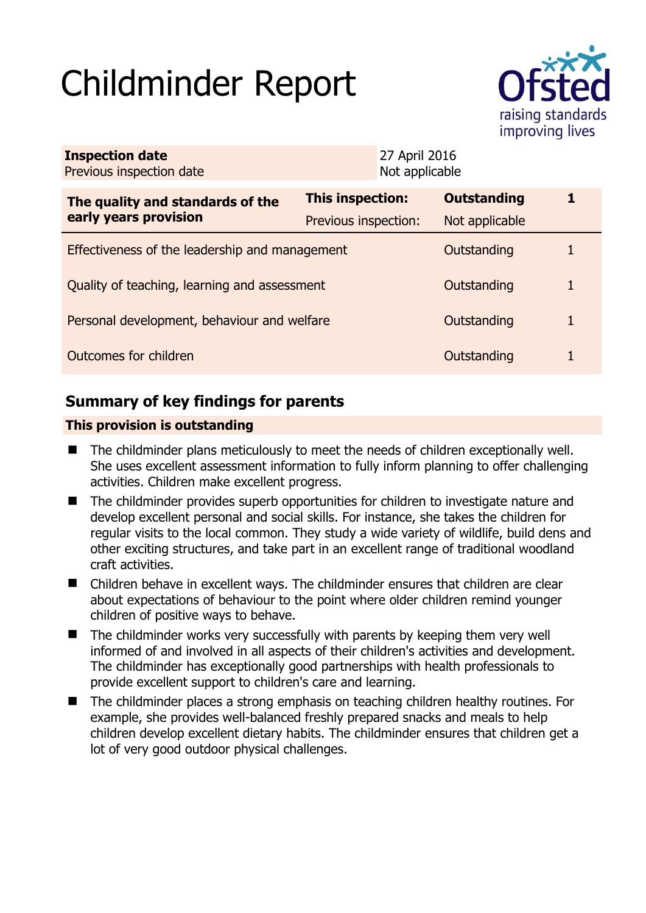# Childminder Report

| **Inspection date** | 27 April 2016 |
|---|---|
| Previous inspection date | Not applicable |

| **The quality and standards of the early years provision** | **This inspection:** | **Outstanding** | **1** |
|---|---|---|---|
| | Previous inspection: | Not applicable | |
| Effectiveness of the leadership and management | | Outstanding | 1 |
| Quality of teaching, learning and assessment | | Outstanding | 1 |
| Personal development, behaviour and welfare | | Outstanding | 1 |
| Outcomes for children | | Outstanding | 1 |

## Summary of key findings for parents

**This provision is outstanding**

- The childminder plans meticulously to meet the needs of children exceptionally well. She uses excellent assessment information to fully inform planning to offer challenging activities. Children make excellent progress.
- The childminder provides superb opportunities for children to investigate nature and develop excellent personal and social skills. For instance, she takes the children for regular visits to the local common. They study a wide variety of wildlife, build dens and other exciting structures, and take part in an excellent range of traditional woodland craft activities.
- Children behave in excellent ways. The childminder ensures that children are clear about expectations of behaviour to the point where older children remind younger children of positive ways to behave.
- The childminder works very successfully with parents by keeping them very well informed of and involved in all aspects of their children's activities and development. The childminder has exceptionally good partnerships with health professionals to provide excellent support to children's care and learning.
- The childminder places a strong emphasis on teaching children healthy routines. For example, she provides well-balanced freshly prepared snacks and meals to help children develop excellent dietary habits. The childminder ensures that children get a lot of very good outdoor physical challenges.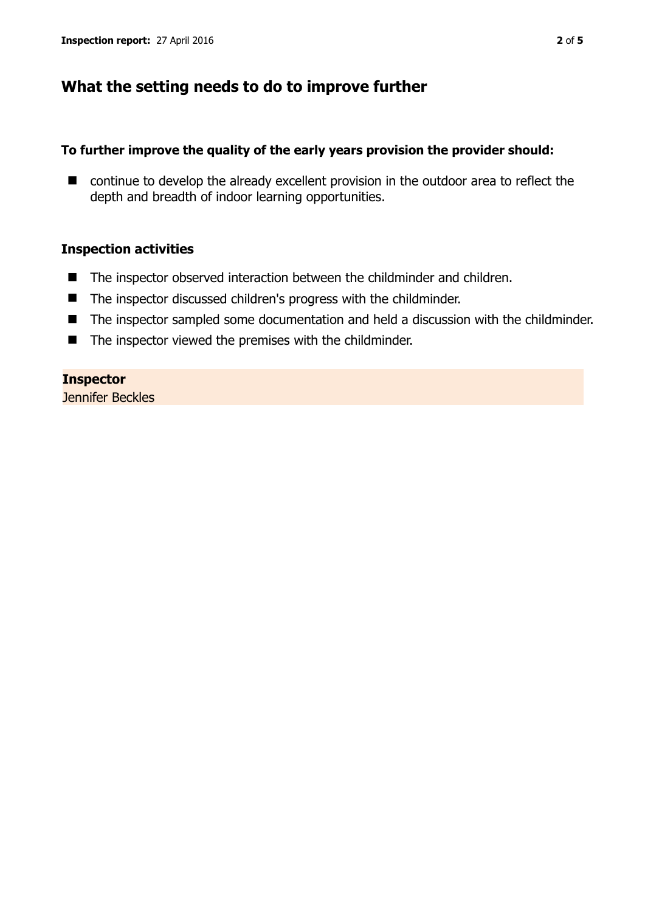## What the setting needs to do to improve further

**To further improve the quality of the early years provision the provider should:**

- continue to develop the already excellent provision in the outdoor area to reflect the depth and breadth of indoor learning opportunities.

### Inspection activities

- The inspector observed interaction between the childminder and children.
- The inspector discussed children's progress with the childminder.
- The inspector sampled some documentation and held a discussion with the childminder.
- The inspector viewed the premises with the childminder.

**Inspector**
Jennifer Beckles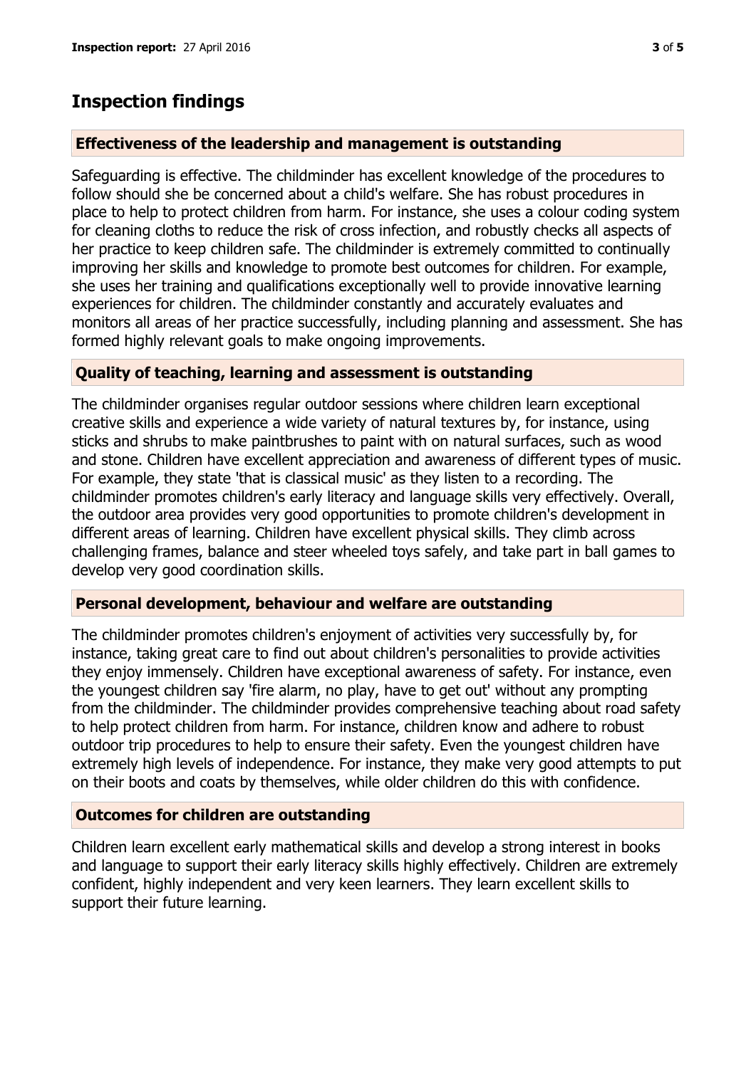## Inspection findings

### Effectiveness of the leadership and management is outstanding

Safeguarding is effective. The childminder has excellent knowledge of the procedures to follow should she be concerned about a child's welfare. She has robust procedures in place to help to protect children from harm. For instance, she uses a colour coding system for cleaning cloths to reduce the risk of cross infection, and robustly checks all aspects of her practice to keep children safe. The childminder is extremely committed to continually improving her skills and knowledge to promote best outcomes for children. For example, she uses her training and qualifications exceptionally well to provide innovative learning experiences for children. The childminder constantly and accurately evaluates and monitors all areas of her practice successfully, including planning and assessment. She has formed highly relevant goals to make ongoing improvements.

### Quality of teaching, learning and assessment is outstanding

The childminder organises regular outdoor sessions where children learn exceptional creative skills and experience a wide variety of natural textures by, for instance, using sticks and shrubs to make paintbrushes to paint with on natural surfaces, such as wood and stone. Children have excellent appreciation and awareness of different types of music. For example, they state 'that is classical music' as they listen to a recording. The childminder promotes children's early literacy and language skills very effectively. Overall, the outdoor area provides very good opportunities to promote children's development in different areas of learning. Children have excellent physical skills. They climb across challenging frames, balance and steer wheeled toys safely, and take part in ball games to develop very good coordination skills.

### Personal development, behaviour and welfare are outstanding

The childminder promotes children's enjoyment of activities very successfully by, for instance, taking great care to find out about children's personalities to provide activities they enjoy immensely. Children have exceptional awareness of safety. For instance, even the youngest children say 'fire alarm, no play, have to get out' without any prompting from the childminder. The childminder provides comprehensive teaching about road safety to help protect children from harm. For instance, children know and adhere to robust outdoor trip procedures to help to ensure their safety. Even the youngest children have extremely high levels of independence. For instance, they make very good attempts to put on their boots and coats by themselves, while older children do this with confidence.

### Outcomes for children are outstanding

Children learn excellent early mathematical skills and develop a strong interest in books and language to support their early literacy skills highly effectively. Children are extremely confident, highly independent and very keen learners. They learn excellent skills to support their future learning.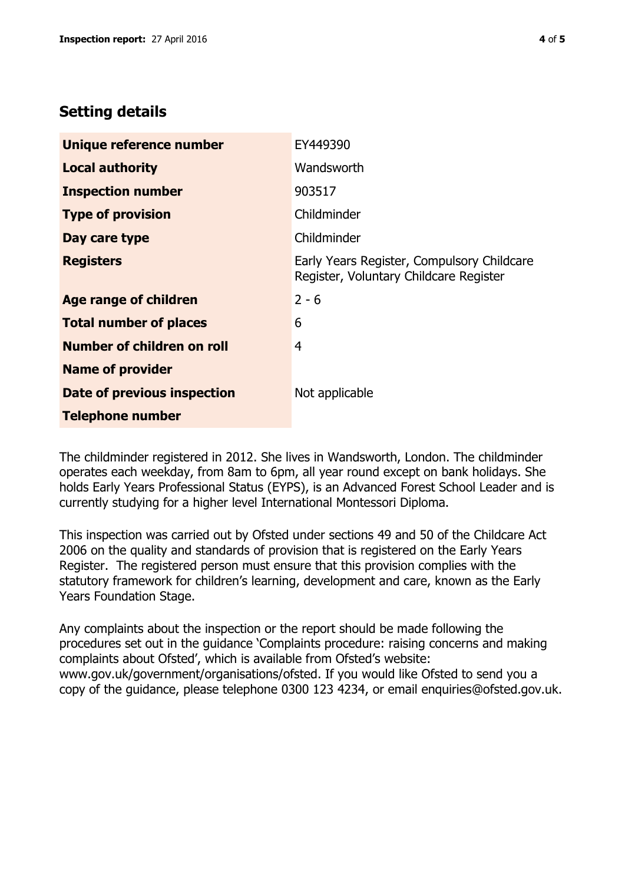## Setting details

| | |
|---|---|
| **Unique reference number** | EY449390 |
| **Local authority** | Wandsworth |
| **Inspection number** | 903517 |
| **Type of provision** | Childminder |
| **Day care type** | Childminder |
| **Registers** | Early Years Register, Compulsory Childcare Register, Voluntary Childcare Register |
| **Age range of children** | 2 - 6 |
| **Total number of places** | 6 |
| **Number of children on roll** | 4 |
| **Name of provider** | |
| **Date of previous inspection** | Not applicable |
| **Telephone number** | |

The childminder registered in 2012. She lives in Wandsworth, London. The childminder operates each weekday, from 8am to 6pm, all year round except on bank holidays. She holds Early Years Professional Status (EYPS), is an Advanced Forest School Leader and is currently studying for a higher level International Montessori Diploma.

This inspection was carried out by Ofsted under sections 49 and 50 of the Childcare Act 2006 on the quality and standards of provision that is registered on the Early Years Register. The registered person must ensure that this provision complies with the statutory framework for children's learning, development and care, known as the Early Years Foundation Stage.

Any complaints about the inspection or the report should be made following the procedures set out in the guidance 'Complaints procedure: raising concerns and making complaints about Ofsted', which is available from Ofsted's website: www.gov.uk/government/organisations/ofsted. If you would like Ofsted to send you a copy of the guidance, please telephone 0300 123 4234, or email enquiries@ofsted.gov.uk.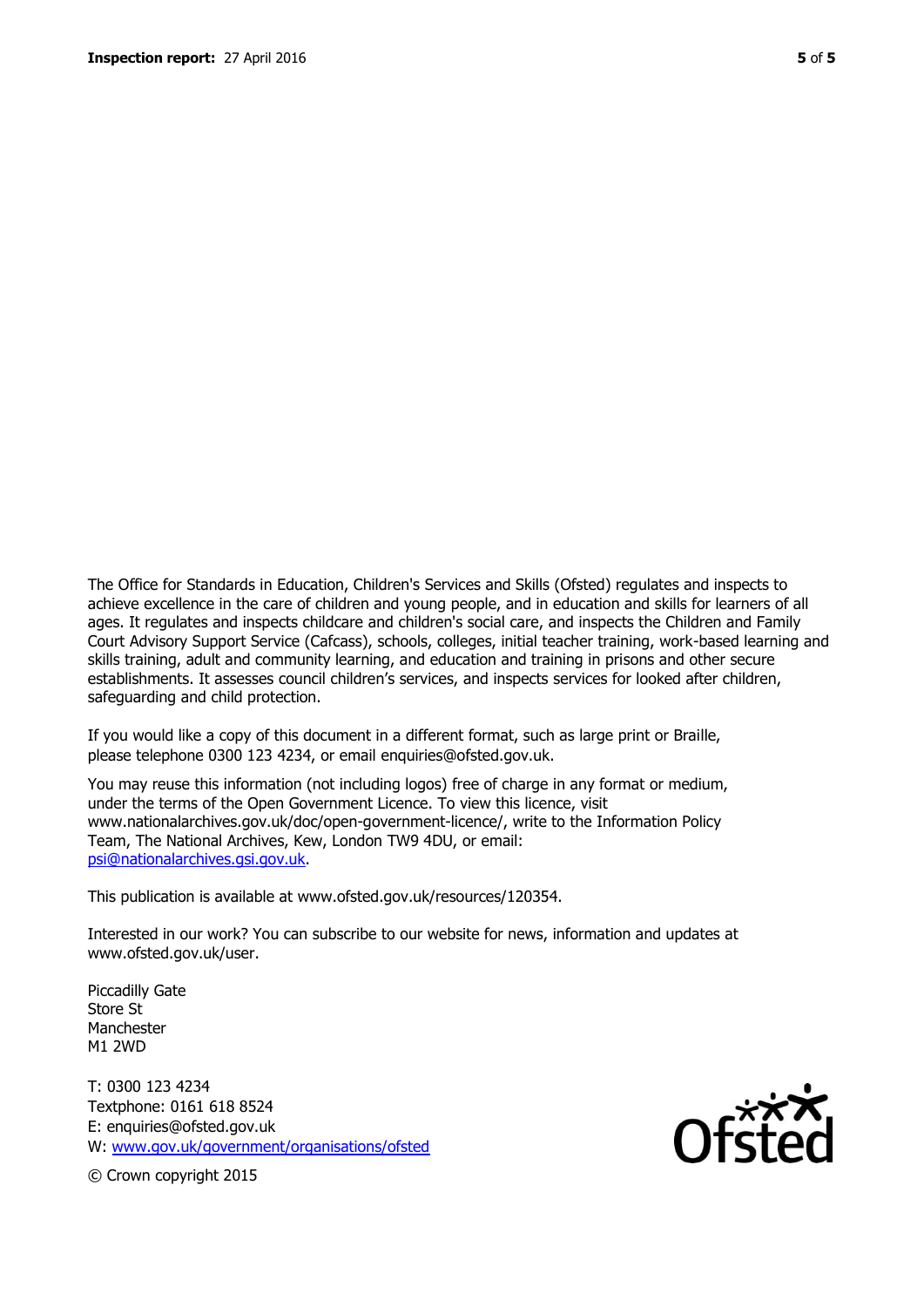The Office for Standards in Education, Children's Services and Skills (Ofsted) regulates and inspects to achieve excellence in the care of children and young people, and in education and skills for learners of all ages. It regulates and inspects childcare and children's social care, and inspects the Children and Family Court Advisory Support Service (Cafcass), schools, colleges, initial teacher training, work-based learning and skills training, adult and community learning, and education and training in prisons and other secure establishments. It assesses council children's services, and inspects services for looked after children, safeguarding and child protection.

If you would like a copy of this document in a different format, such as large print or Braille, please telephone 0300 123 4234, or email enquiries@ofsted.gov.uk.

You may reuse this information (not including logos) free of charge in any format or medium, under the terms of the Open Government Licence. To view this licence, visit www.nationalarchives.gov.uk/doc/open-government-licence/, write to the Information Policy Team, The National Archives, Kew, London TW9 4DU, or email: psi@nationalarchives.gsi.gov.uk.

This publication is available at www.ofsted.gov.uk/resources/120354.

Interested in our work? You can subscribe to our website for news, information and updates at www.ofsted.gov.uk/user.

Piccadilly Gate
Store St
Manchester
M1 2WD

T: 0300 123 4234
Textphone: 0161 618 8524
E: enquiries@ofsted.gov.uk
W: www.gov.uk/government/organisations/ofsted

© Crown copyright 2015